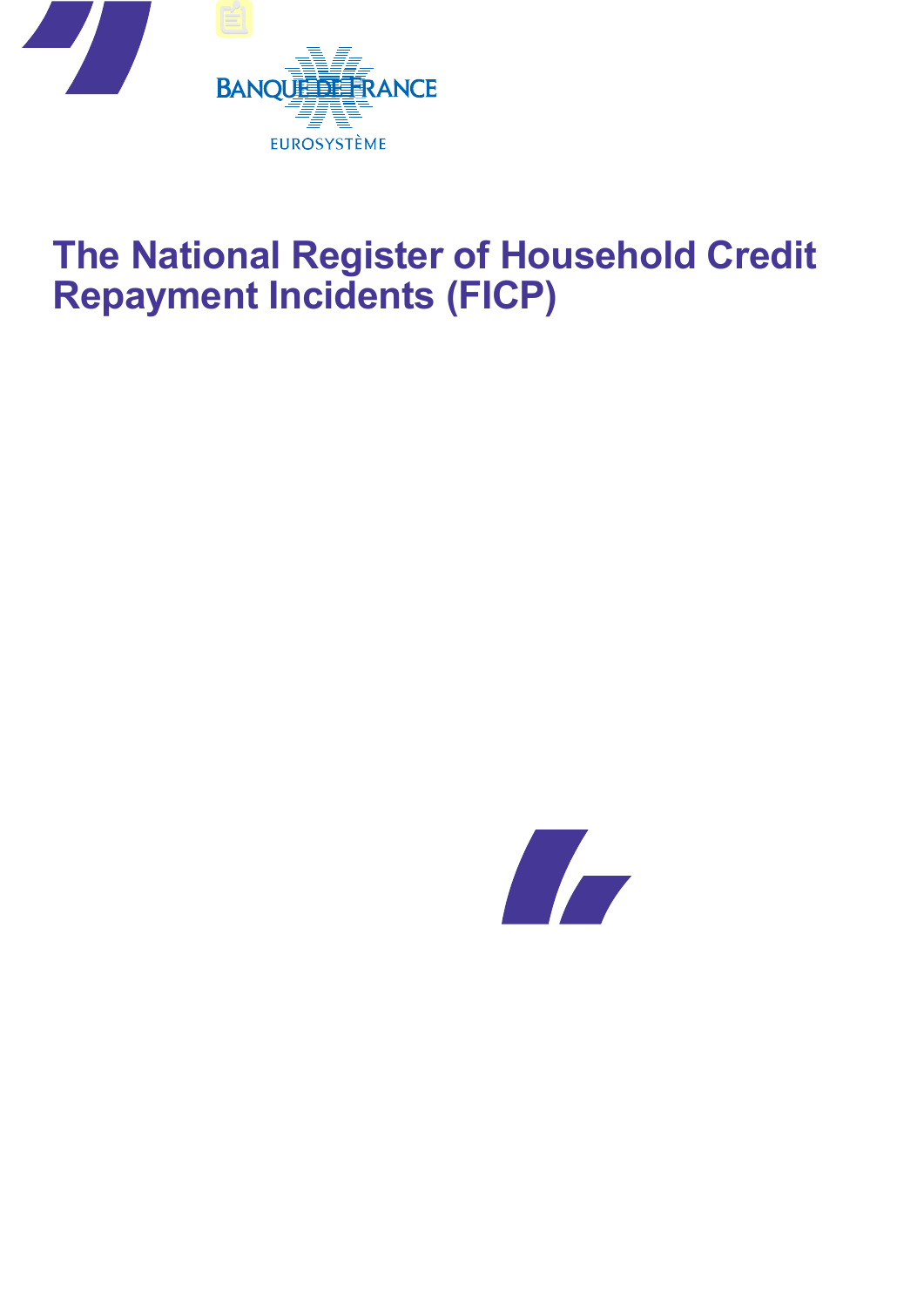BANQUE DE FRANCE

EUROSYSTÈME

# The National Register of Household Credit Repayment Incidents (FICP)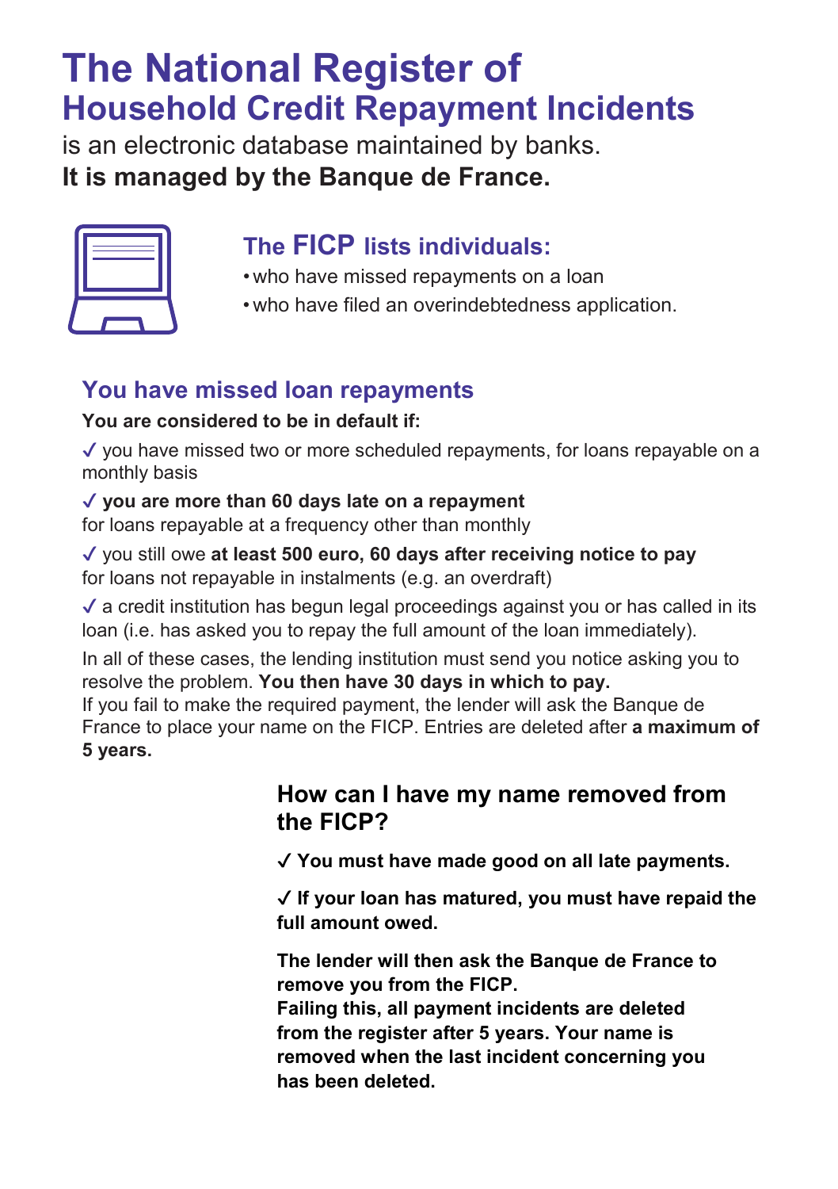# The National Register of Household Credit Repayment Incidents

is an electronic database maintained by banks.
**It is managed by the Banque de France.**

## The FICP lists individuals:

- who have missed repayments on a loan
- who have filed an overindebtedness application.

## You have missed loan repayments

**You are considered to be in default if:**

✓ you have missed two or more scheduled repayments, for loans repayable on a monthly basis

✓ **you are more than 60 days late on a repayment** for loans repayable at a frequency other than monthly

✓ you still owe **at least 500 euro, 60 days after receiving notice to pay** for loans not repayable in instalments (e.g. an overdraft)

✓ a credit institution has begun legal proceedings against you or has called in its loan (i.e. has asked you to repay the full amount of the loan immediately).

In all of these cases, the lending institution must send you notice asking you to resolve the problem. **You then have 30 days in which to pay.**
If you fail to make the required payment, the lender will ask the Banque de France to place your name on the FICP. Entries are deleted after **a maximum of 5 years.**

## How can I have my name removed from the FICP?

✓ **You must have made good on all late payments.**

✓ **If your loan has matured, you must have repaid the full amount owed.**

**The lender will then ask the Banque de France to remove you from the FICP.**
**Failing this, all payment incidents are deleted from the register after 5 years. Your name is removed when the last incident concerning you has been deleted.**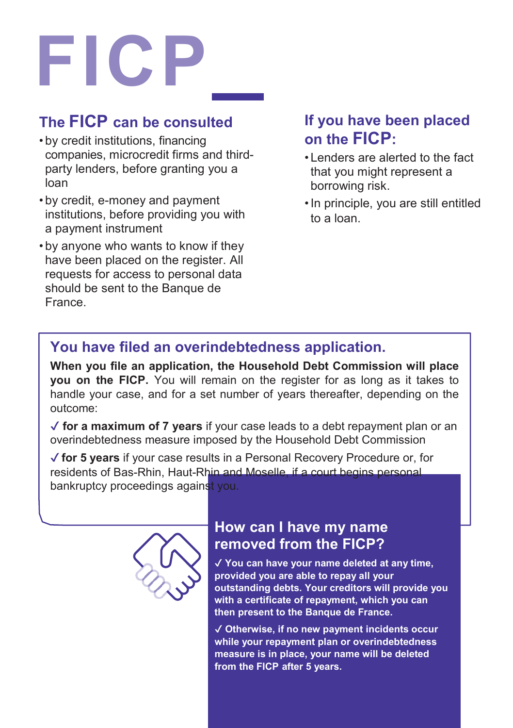# FICP

## The FICP can be consulted

- by credit institutions, financing companies, microcredit firms and third-party lenders, before granting you a loan
- by credit, e-money and payment institutions, before providing you with a payment instrument
- by anyone who wants to know if they have been placed on the register. All requests for access to personal data should be sent to the Banque de France.

## If you have been placed on the FICP:

- Lenders are alerted to the fact that you might represent a borrowing risk.
- In principle, you are still entitled to a loan.

## You have filed an overindebtedness application.

**When you file an application, the Household Debt Commission will place you on the FICP.** You will remain on the register for as long as it takes to handle your case, and for a set number of years thereafter, depending on the outcome:

✓ **for a maximum of 7 years** if your case leads to a debt repayment plan or an overindebtedness measure imposed by the Household Debt Commission

✓ **for 5 years** if your case results in a Personal Recovery Procedure or, for residents of Bas-Rhin, Haut-Rhin and Moselle, if a court begins personal bankruptcy proceedings against you.

## How can I have my name removed from the FICP?

**✓ You can have your name deleted at any time, provided you are able to repay all your outstanding debts. Your creditors will provide you with a certificate of repayment, which you can then present to the Banque de France.**

**✓ Otherwise, if no new payment incidents occur while your repayment plan or overindebtedness measure is in place, your name will be deleted from the FICP after 5 years.**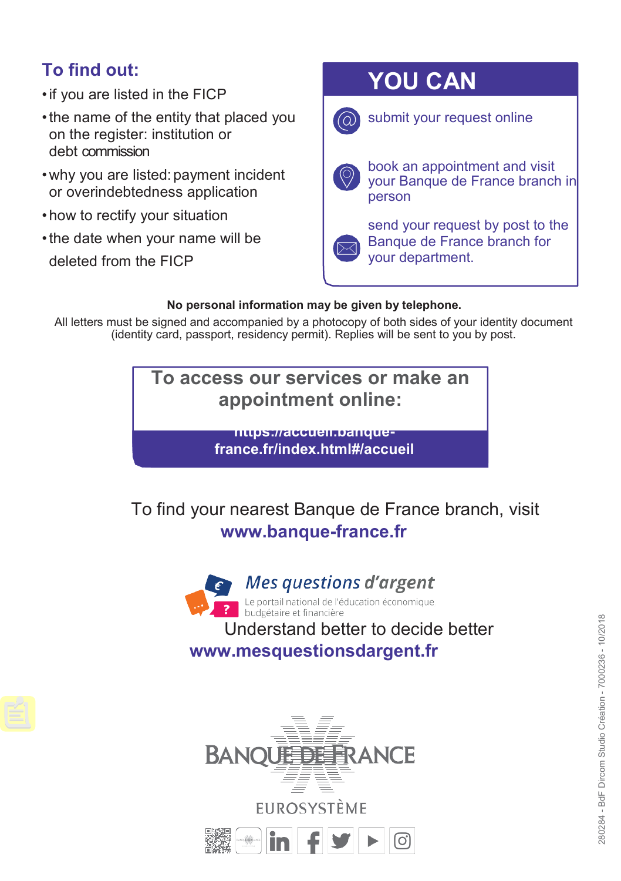## To find out:

- if you are listed in the FICP
- the name of the entity that placed you on the register: institution or debt commission
- why you are listed: payment incident or overindebtedness application
- how to rectify your situation
- the date when your name will be deleted from the FICP

## YOU CAN

- submit your request online
- book an appointment and visit your Banque de France branch in person
- send your request by post to the Banque de France branch for your department.

**No personal information may be given by telephone.**

All letters must be signed and accompanied by a photocopy of both sides of your identity document (identity card, passport, residency permit). Replies will be sent to you by post.

**To access our services or make an appointment online:**

**https://accueil.banque-france.fr/index.html#/accueil**

To find your nearest Banque de France branch, visit
**www.banque-france.fr**

*Mes questions d'argent*
Le portail national de l'éducation économique budgétaire et financière

Understand better to decide better
**www.mesquestionsdargent.fr**

BANQUE DE FRANCE
EUROSYSTÈME

280284 - BdF Dircom Studio Création - 7000236 - 10/2018